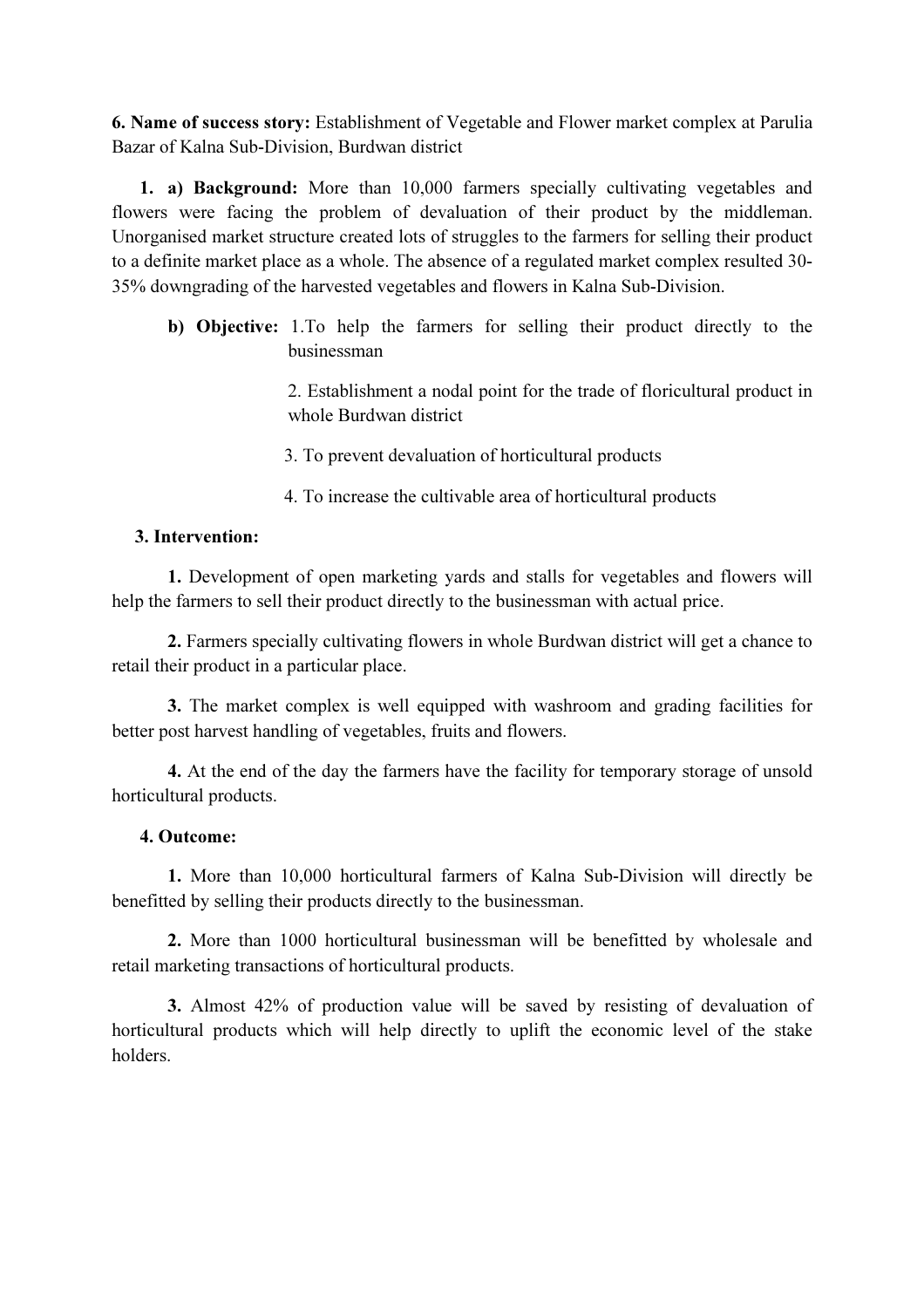**6. Name of success story:** Establishment of Vegetable and Flower market complex at Parulia Bazar of Kalna Sub-Division, Burdwan district

**1. a) Background:** More than 10,000 farmers specially cultivating vegetables and flowers were facing the problem of devaluation of their product by the middleman. Unorganised market structure created lots of struggles to the farmers for selling their product to a definite market place as a whole. The absence of a regulated market complex resulted 30-35% downgrading of the harvested vegetables and flowers in Kalna Sub-Division.

**b) Objective:** 1.To help the farmers for selling their product directly to the businessman

2. Establishment a nodal point for the trade of floricultural product in whole Burdwan district

3. To prevent devaluation of horticultural products

4. To increase the cultivable area of horticultural products

**3. Intervention:**

**1.** Development of open marketing yards and stalls for vegetables and flowers will help the farmers to sell their product directly to the businessman with actual price.

**2.** Farmers specially cultivating flowers in whole Burdwan district will get a chance to retail their product in a particular place.

**3.** The market complex is well equipped with washroom and grading facilities for better post harvest handling of vegetables, fruits and flowers.

**4.** At the end of the day the farmers have the facility for temporary storage of unsold horticultural products.

**4. Outcome:**

**1.** More than 10,000 horticultural farmers of Kalna Sub-Division will directly be benefitted by selling their products directly to the businessman.

**2.** More than 1000 horticultural businessman will be benefitted by wholesale and retail marketing transactions of horticultural products.

**3.** Almost 42% of production value will be saved by resisting of devaluation of horticultural products which will help directly to uplift the economic level of the stake holders.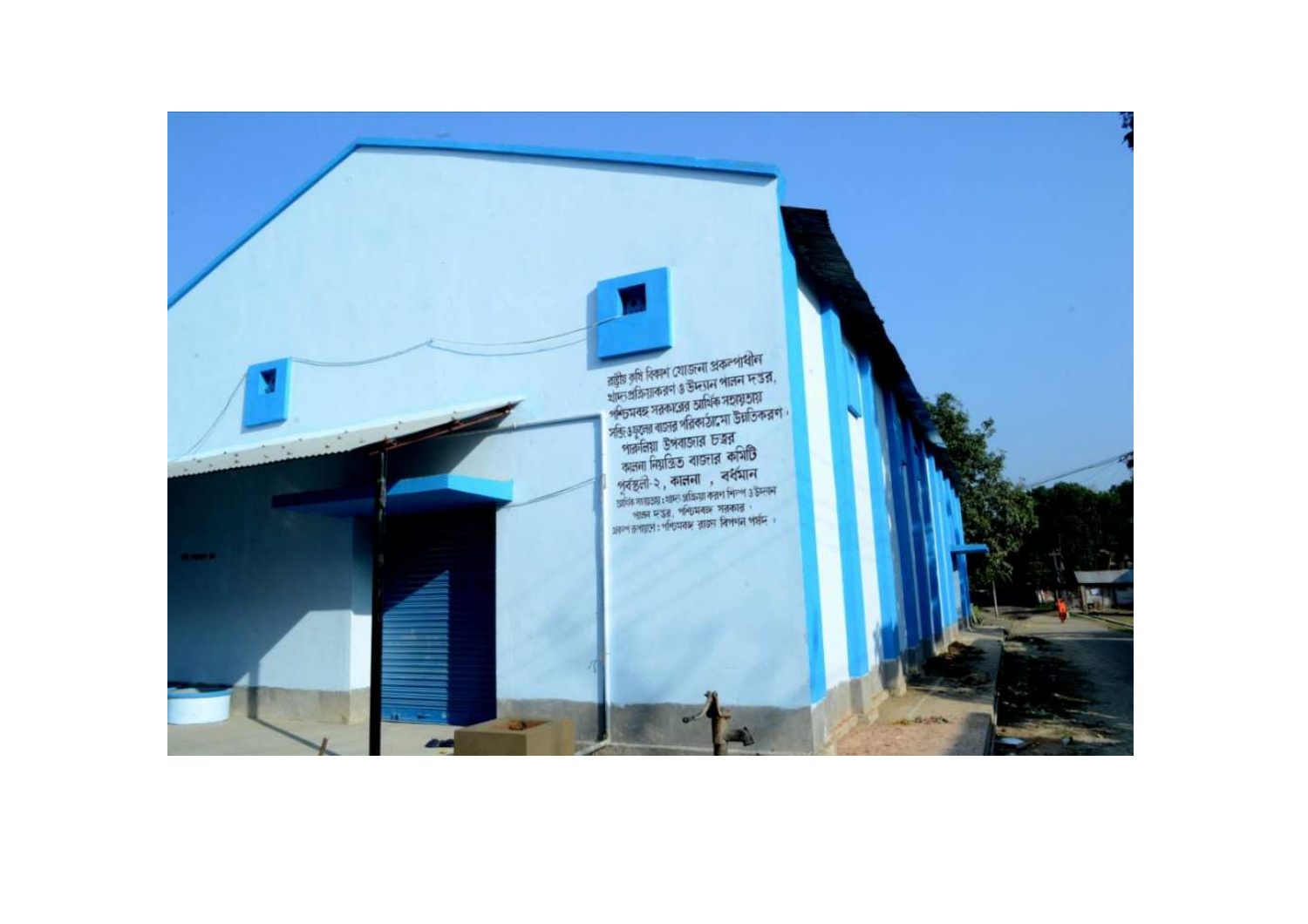রাষ্ট্রীয় কৃষি বিকাশ যোজনা প্রকল্পাধীন
খাদ্যপ্রক্রিয়াকরণ ও উদ্যান পালন দপ্তর,
পশ্চিমবঙ্গ সরকারের আর্থিক সহায়তায়
সব্জি ও ফুলের বাজার পরিকাঠামো উন্নতিকরণ ।
পারুলিয়া উপবাজার চত্বর
কালনা নিয়ন্ত্রিত বাজার কমিটি
পূর্বস্থলী-২, কালনা , বর্ধমান
আর্থিক সহায়তায় : খাদ্য প্রক্রিয়া করণ শিল্প ও উদ্যান
পালন দপ্তর, পশ্চিমবঙ্গ সরকার ।
প্রকল্প রূপায়নে : পশ্চিমবঙ্গ রাজ্য বিপণন পর্ষদ ।